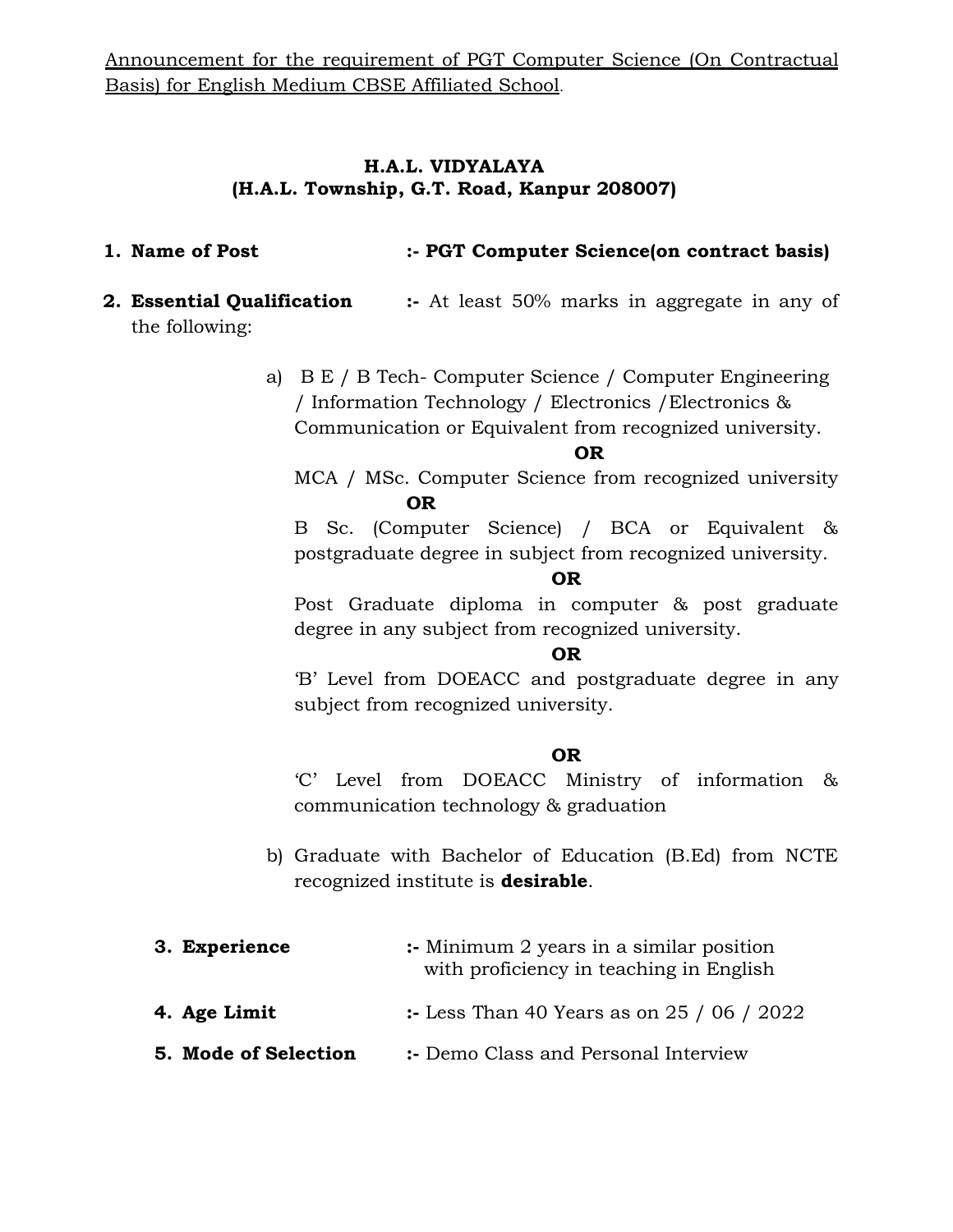Announcement for the requirement of PGT Computer Science (On Contractual Basis) for English Medium CBSE Affiliated School.

**H.A.L. VIDYALAYA**
**(H.A.L. Township, G.T. Road, Kanpur 208007)**

1. **Name of Post** :- **PGT Computer Science(on contract basis)**

2. **Essential Qualification** :- At least 50% marks in aggregate in any of the following:

   a) B E / B Tech- Computer Science / Computer Engineering / Information Technology / Electronics /Electronics & Communication or Equivalent from recognized university.

   **OR**

   MCA / MSc. Computer Science from recognized university

   **OR**

   B Sc. (Computer Science) / BCA or Equivalent & postgraduate degree in subject from recognized university.

   **OR**

   Post Graduate diploma in computer & post graduate degree in any subject from recognized university.

   **OR**

   'B' Level from DOEACC and postgraduate degree in any subject from recognized university.

   **OR**

   'C' Level from DOEACC Ministry of information & communication technology & graduation

   b) Graduate with Bachelor of Education (B.Ed) from NCTE recognized institute is **desirable**.

3. **Experience** :- Minimum 2 years in a similar position with proficiency in teaching in English

4. **Age Limit** :- Less Than 40 Years as on 25 / 06 / 2022

5. **Mode of Selection** :- Demo Class and Personal Interview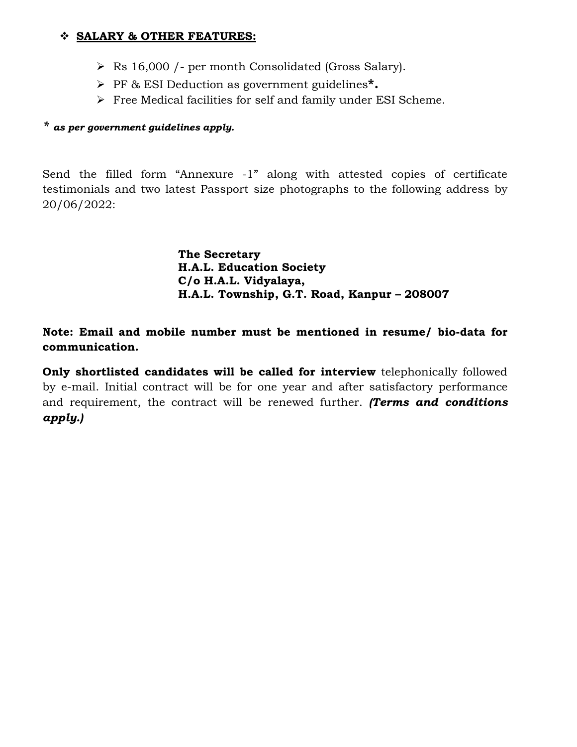- **SALARY & OTHER FEATURES:**

  - Rs 16,000 /- per month Consolidated (Gross Salary).
  - PF & ESI Deduction as government guidelines**\*.**
  - Free Medical facilities for self and family under ESI Scheme.

***\* as per government guidelines apply.***

Send the filled form "Annexure -1" along with attested copies of certificate testimonials and two latest Passport size photographs to the following address by 20/06/2022:

**The Secretary**
**H.A.L. Education Society**
**C/o H.A.L. Vidyalaya,**
**H.A.L. Township, G.T. Road, Kanpur – 208007**

**Note: Email and mobile number must be mentioned in resume/ bio-data for communication.**

**Only shortlisted candidates will be called for interview** telephonically followed by e-mail. Initial contract will be for one year and after satisfactory performance and requirement, the contract will be renewed further. ***(Terms and conditions apply.)***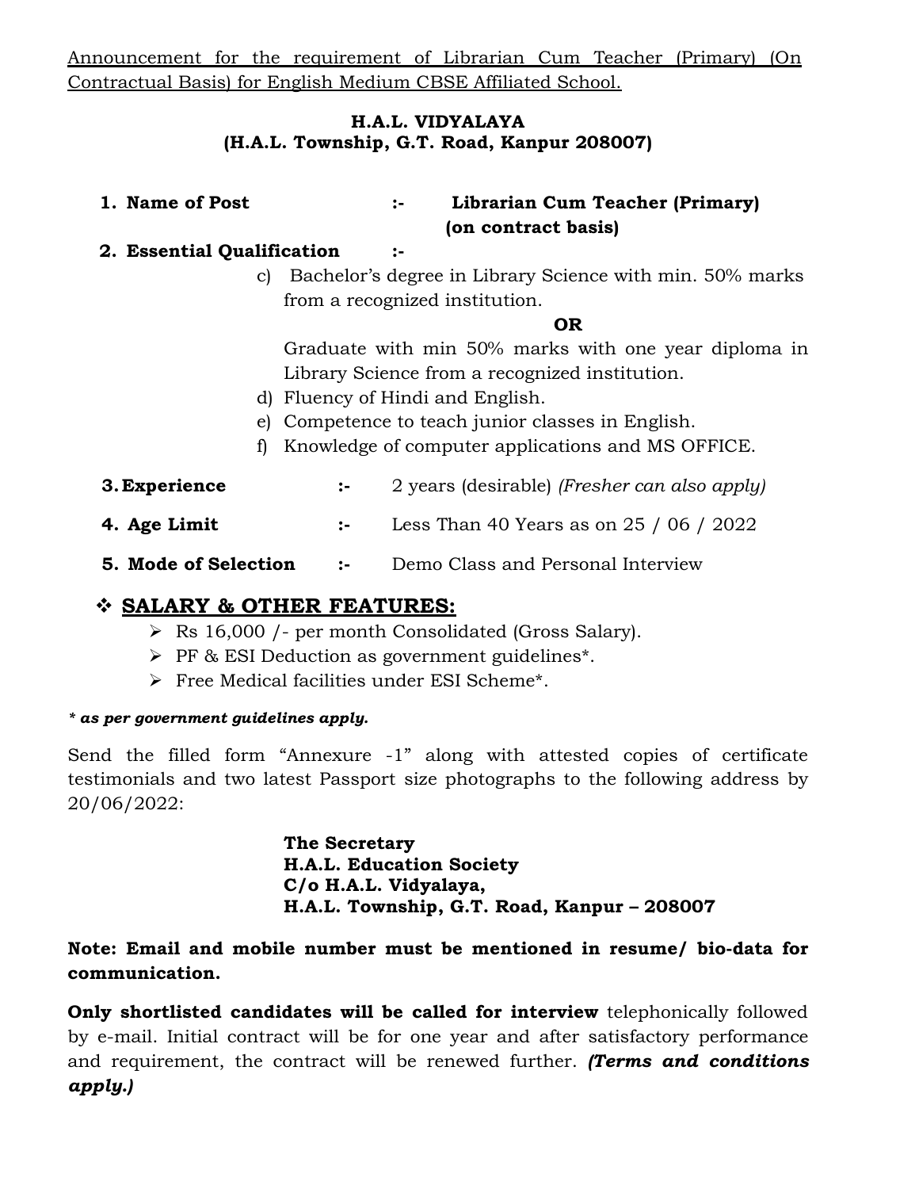<u>Announcement for the requirement of Librarian Cum Teacher (Primary) (On Contractual Basis) for English Medium CBSE Affiliated School.</u>

**H.A.L. VIDYALAYA**
**(H.A.L. Township, G.T. Road, Kanpur 208007)**

1. **Name of Post** :- **Librarian Cum Teacher (Primary) (on contract basis)**
2. **Essential Qualification** :-
   c) Bachelor's degree in Library Science with min. 50% marks from a recognized institution.

   **OR**

   Graduate with min 50% marks with one year diploma in Library Science from a recognized institution.

   d) Fluency of Hindi and English.

   e) Competence to teach junior classes in English.

   f) Knowledge of computer applications and MS OFFICE.
3. **Experience** :- 2 years (desirable) *(Fresher can also apply)*
4. **Age Limit** :- Less Than 40 Years as on 25 / 06 / 2022
5. **Mode of Selection** :- Demo Class and Personal Interview

## ❖ <u>SALARY & OTHER FEATURES:</u>

- Rs 16,000 /- per month Consolidated (Gross Salary).
- PF & ESI Deduction as government guidelines*.
- Free Medical facilities under ESI Scheme*.

***\* as per government guidelines apply.***

Send the filled form "Annexure -1" along with attested copies of certificate testimonials and two latest Passport size photographs to the following address by 20/06/2022:

**The Secretary**
**H.A.L. Education Society**
**C/o H.A.L. Vidyalaya,**
**H.A.L. Township, G.T. Road, Kanpur – 208007**

**Note: Email and mobile number must be mentioned in resume/ bio-data for communication.**

**Only shortlisted candidates will be called for interview** telephonically followed by e-mail. Initial contract will be for one year and after satisfactory performance and requirement, the contract will be renewed further. ***(Terms and conditions apply.)***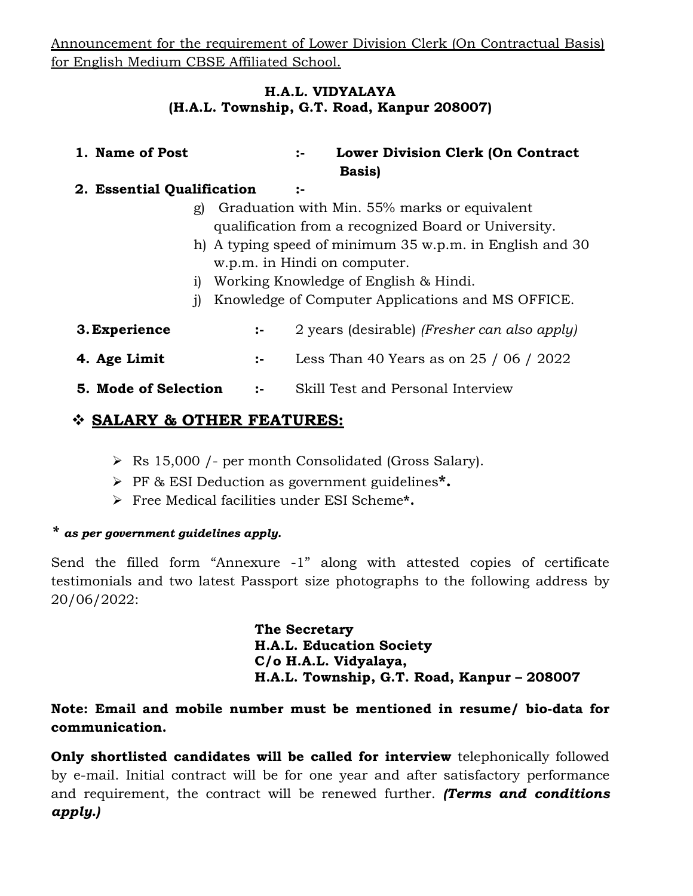Announcement for the requirement of Lower Division Clerk (On Contractual Basis) for English Medium CBSE Affiliated School.

**H.A.L. VIDYALAYA**
**(H.A.L. Township, G.T. Road, Kanpur 208007)**

1. **Name of Post** :- **Lower Division Clerk (On Contract Basis)**
2. **Essential Qualification** :-
   - g) Graduation with Min. 55% marks or equivalent qualification from a recognized Board or University.
   - h) A typing speed of minimum 35 w.p.m. in English and 30 w.p.m. in Hindi on computer.
   - i) Working Knowledge of English & Hindi.
   - j) Knowledge of Computer Applications and MS OFFICE.
3. **Experience** :- 2 years (desirable) *(Fresher can also apply)*
4. **Age Limit** :- Less Than 40 Years as on 25 / 06 / 2022
5. **Mode of Selection** :- Skill Test and Personal Interview

## SALARY & OTHER FEATURES:

- Rs 15,000 /- per month Consolidated (Gross Salary).
- PF & ESI Deduction as government guidelines**\*.**
- Free Medical facilities under ESI Scheme**\*.**

***\* as per government guidelines apply.***

Send the filled form "Annexure -1" along with attested copies of certificate testimonials and two latest Passport size photographs to the following address by 20/06/2022:

**The Secretary**
**H.A.L. Education Society**
**C/o H.A.L. Vidyalaya,**
**H.A.L. Township, G.T. Road, Kanpur – 208007**

**Note: Email and mobile number must be mentioned in resume/ bio-data for communication.**

**Only shortlisted candidates will be called for interview** telephonically followed by e-mail. Initial contract will be for one year and after satisfactory performance and requirement, the contract will be renewed further. ***(Terms and conditions apply.)***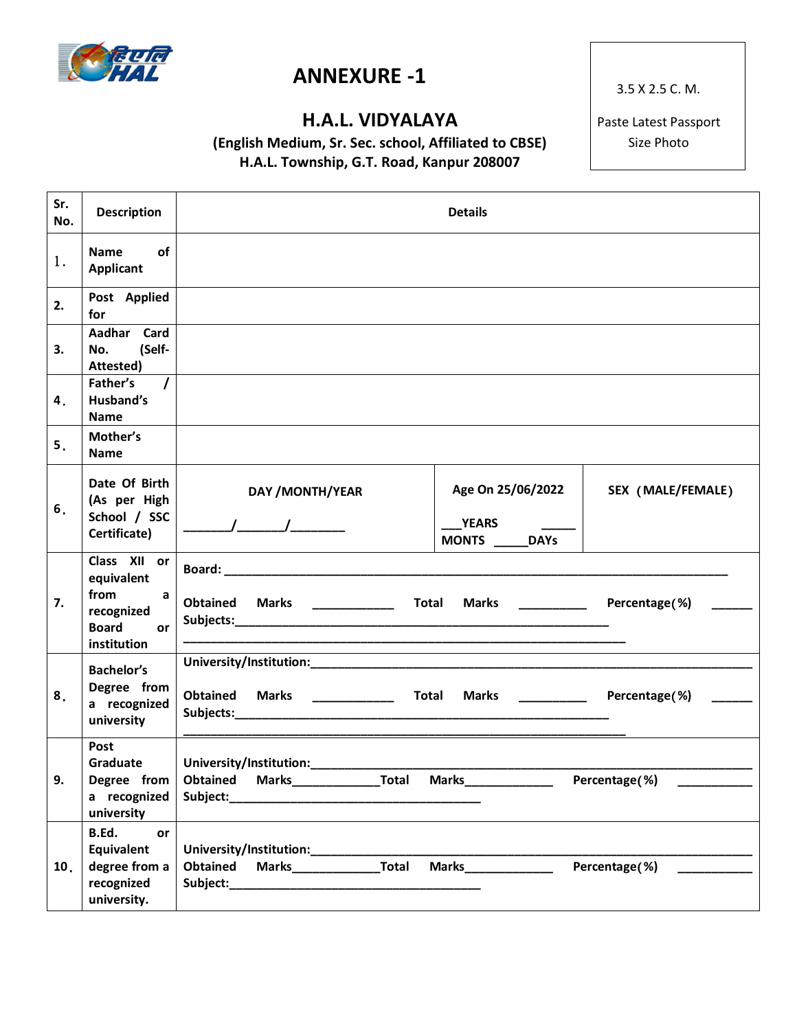# ANNEXURE -1

3.5 X 2.5 C. M.

Paste Latest Passport Size Photo

## H.A.L. VIDYALAYA

**(English Medium, Sr. Sec. school, Affiliated to CBSE)**
**H.A.L. Township, G.T. Road, Kanpur 208007**

| Sr. No. | Description | Details | | |
|---|---|---|---|---|
| 1. | **Name of Applicant** | | | |
| 2. | **Post Applied for** | | | |
| 3. | **Aadhar Card No. (Self-Attested)** | | | |
| 4. | **Father's / Husband's Name** | | | |
| 5. | **Mother's Name** | | | |
| 6. | **Date Of Birth (As per High School / SSC Certificate)** | **DAY /MONTH/YEAR** _______/_______/________ | **Age On 25/06/2022** ___**YEARS** _____ **MONTS** _____**DAYs** | **SEX（MALE/FEMALE）** |
| 7. | **Class XII or equivalent from a recognized Board or institution** | **Board:** ____________ **Obtained Marks** ____________ **Total Marks** __________ **Percentage(%)** ______ **Subjects:**____________ | | |
| 8. | **Bachelor's Degree from a recognized university** | **University/Institution:**____________ **Obtained Marks** ____________ **Total Marks** __________ **Percentage(%)** ______ **Subjects:**____________ | | |
| 9. | **Post Graduate Degree from a recognized university** | **University/Institution:**____________ **Obtained Marks**_____________**Total Marks**_____________ **Percentage(%)** ___________ **Subject:**____________ | | |
| 10. | **B.Ed. or Equivalent degree from a recognized university.** | **University/Institution:**____________ **Obtained Marks**_____________**Total Marks**_____________ **Percentage(%)** ___________ **Subject:**____________ | | |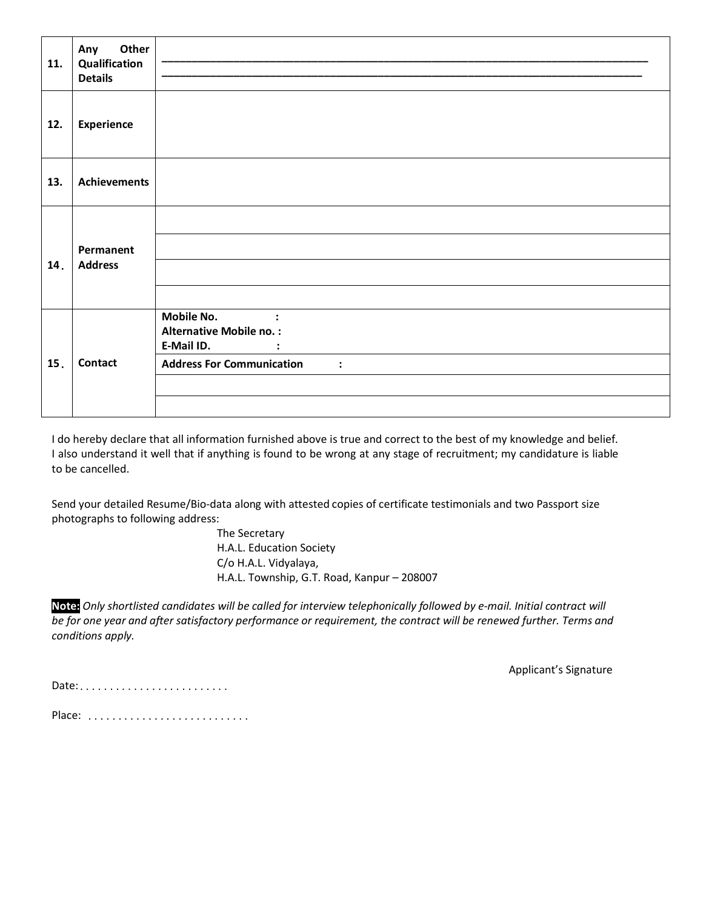| | | |
|---|---|---|
| 11. | Any Other Qualification Details | ________________________________________________________________________________ ________________________________________________________________________________ |
| 12. | Experience | |
| 13. | Achievements | |
| 14. | Permanent Address | |
| | | |
| | | |
| | | |
| 15. | Contact | **Mobile No. :** <br> **Alternative Mobile no. :** <br> **E-Mail ID. :** |
| | | **Address For Communication :** |
| | | |
| | | |

I do hereby declare that all information furnished above is true and correct to the best of my knowledge and belief. I also understand it well that if anything is found to be wrong at any stage of recruitment; my candidature is liable to be cancelled.

Send your detailed Resume/Bio-data along with attested copies of certificate testimonials and two Passport size photographs to following address:

The Secretary
H.A.L. Education Society
C/o H.A.L. Vidyalaya,
H.A.L. Township, G.T. Road, Kanpur – 208007

**Note:** *Only shortlisted candidates will be called for interview telephonically followed by e-mail. Initial contract will be for one year and after satisfactory performance or requirement, the contract will be renewed further. Terms and conditions apply.*

Applicant's Signature

Date:. . . . . . . . . . . . . . . . . . . . . . . . .

Place: . . . . . . . . . . . . . . . . . . . . . . . . . . .